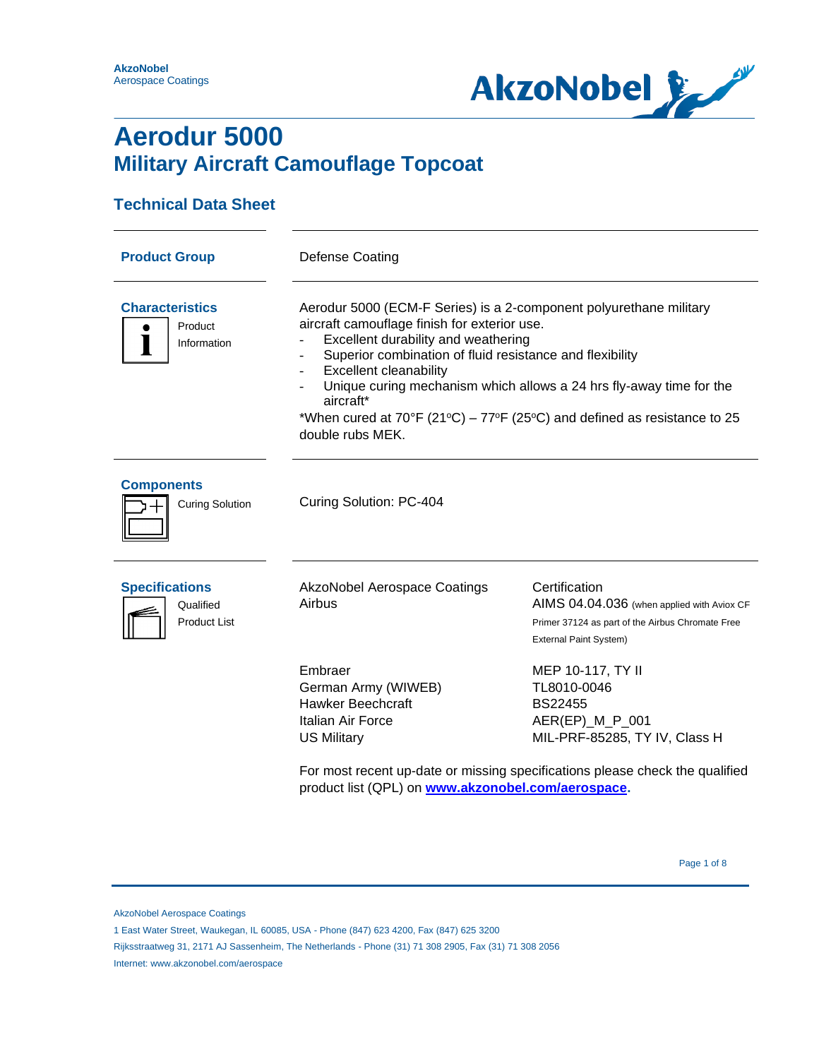AkzoNobel
Aerospace Coatings

# Aerodur 5000
## Military Aircraft Camouflage Topcoat

### Technical Data Sheet

**Product Group**

Defense Coating

**Characteristics**

Product Information

Aerodur 5000 (ECM-F Series) is a 2-component polyurethane military aircraft camouflage finish for exterior use.

- Excellent durability and weathering
- Superior combination of fluid resistance and flexibility
- Excellent cleanability
- Unique curing mechanism which allows a 24 hrs fly-away time for the aircraft*

*When cured at 70°F (21°C) – 77°F (25°C) and defined as resistance to 25 double rubs MEK.

**Components**

Curing Solution

Curing Solution: PC-404

**Specifications**

Qualified Product List

| AkzoNobel Aerospace Coatings | Certification |
|---|---|
| Airbus | AIMS 04.04.036 (when applied with Aviox CF Primer 37124 as part of the Airbus Chromate Free External Paint System) |
| Embraer | MEP 10-117, TY II |
| German Army (WIWEB) | TL8010-0046 |
| Hawker Beechcraft | BS22455 |
| Italian Air Force | AER(EP)_M_P_001 |
| US Military | MIL-PRF-85285, TY IV, Class H |

For most recent up-date or missing specifications please check the qualified product list (QPL) on **www.akzonobel.com/aerospace**.

AkzoNobel Aerospace Coatings
1 East Water Street, Waukegan, IL 60085, USA - Phone (847) 623 4200, Fax (847) 625 3200
Rijksstraatweg 31, 2171 AJ Sassenheim, The Netherlands - Phone (31) 71 308 2905, Fax (31) 71 308 2056
Internet: www.akzonobel.com/aerospace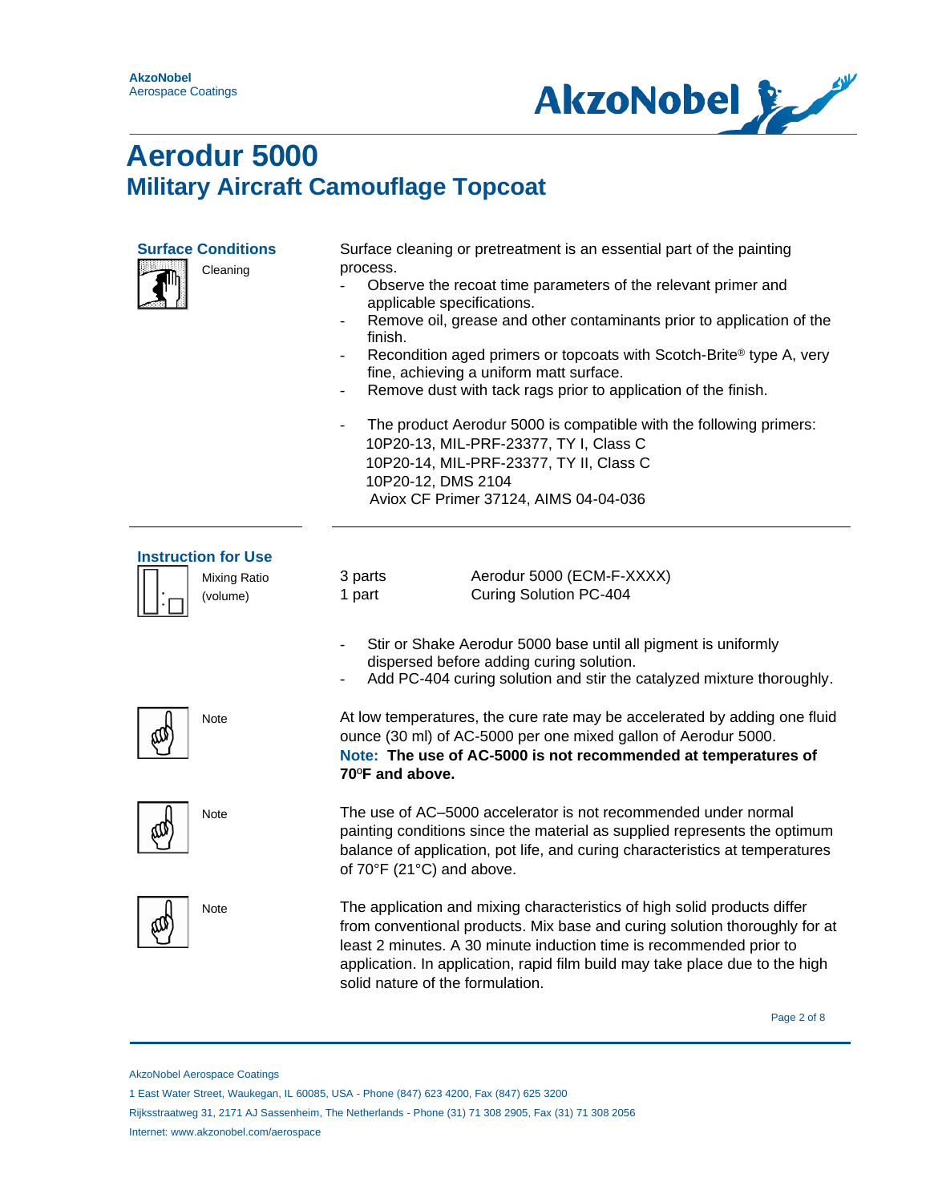# Aerodur 5000

## Military Aircraft Camouflage Topcoat

### Surface Conditions

**Cleaning**

Surface cleaning or pretreatment is an essential part of the painting process.

- Observe the recoat time parameters of the relevant primer and applicable specifications.
- Remove oil, grease and other contaminants prior to application of the finish.
- Recondition aged primers or topcoats with Scotch-Brite® type A, very fine, achieving a uniform matt surface.
- Remove dust with tack rags prior to application of the finish.

- The product Aerodur 5000 is compatible with the following primers:
  10P20-13, MIL-PRF-23377, TY I, Class C
  10P20-14, MIL-PRF-23377, TY II, Class C
  10P20-12, DMS 2104
  Aviox CF Primer 37124, AIMS 04-04-036

### Instruction for Use

**Mixing Ratio (volume)**

| | |
|---|---|
| 3 parts | Aerodur 5000 (ECM-F-XXXX) |
| 1 part | Curing Solution PC-404 |

- Stir or Shake Aerodur 5000 base until all pigment is uniformly dispersed before adding curing solution.
- Add PC-404 curing solution and stir the catalyzed mixture thoroughly.

**Note**

At low temperatures, the cure rate may be accelerated by adding one fluid ounce (30 ml) of AC-5000 per one mixed gallon of Aerodur 5000.
**Note: The use of AC-5000 is not recommended at temperatures of 70°F and above.**

**Note**

The use of AC–5000 accelerator is not recommended under normal painting conditions since the material as supplied represents the optimum balance of application, pot life, and curing characteristics at temperatures of 70°F (21°C) and above.

**Note**

The application and mixing characteristics of high solid products differ from conventional products. Mix base and curing solution thoroughly for at least 2 minutes. A 30 minute induction time is recommended prior to application. In application, rapid film build may take place due to the high solid nature of the formulation.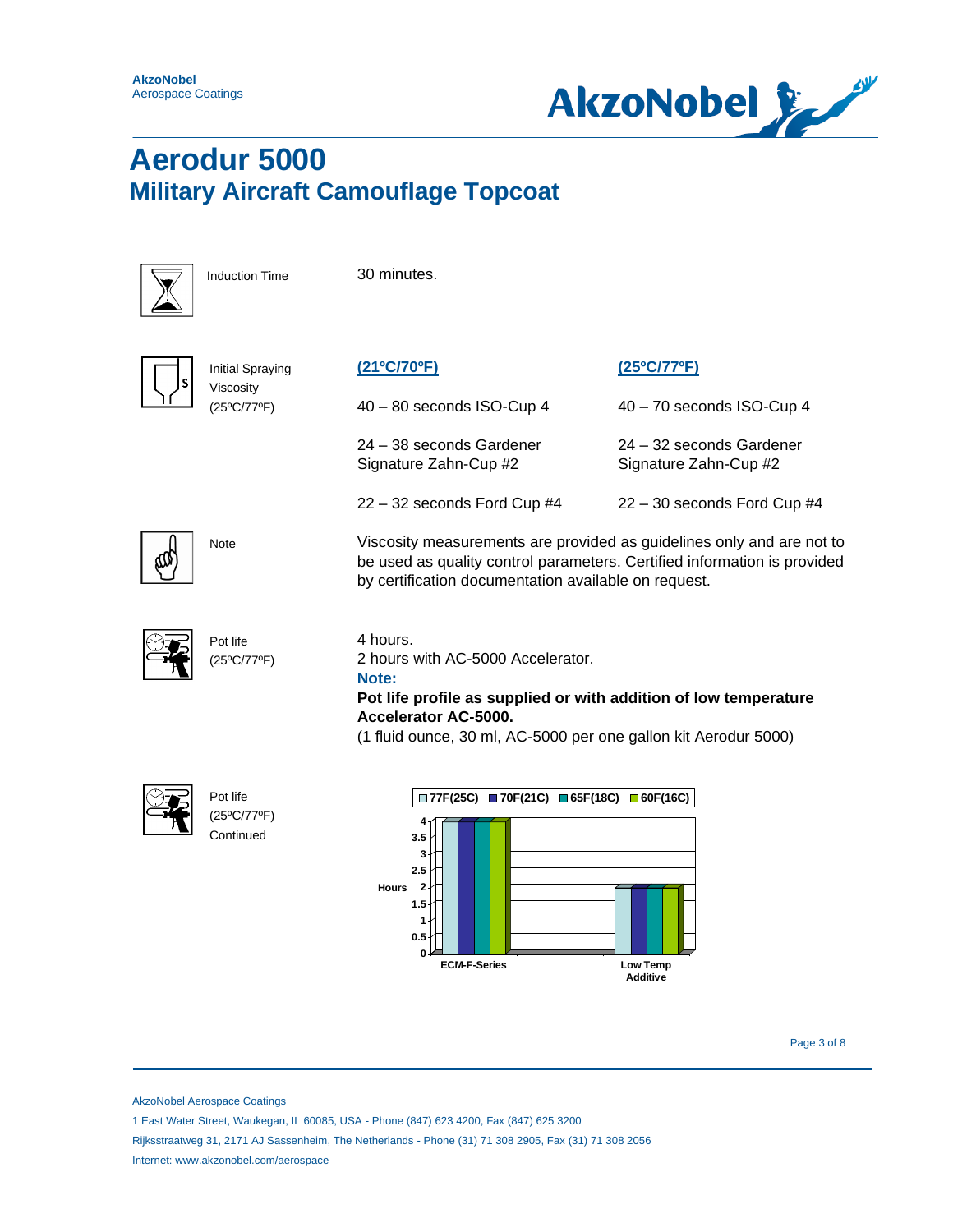# Aerodur 5000

## Military Aircraft Camouflage Topcoat

| | | |
|---|---|---|
| Induction Time | 30 minutes. | |
| Initial Spraying Viscosity (25ºC/77ºF) | **(21ºC/70ºF)** | **(25ºC/77ºF)** |
| | 40 – 80 seconds ISO-Cup 4 | 40 – 70 seconds ISO-Cup 4 |
| | 24 – 38 seconds Gardener Signature Zahn-Cup #2 | 24 – 32 seconds Gardener Signature Zahn-Cup #2 |
| | 22 – 32 seconds Ford Cup #4 | 22 – 30 seconds Ford Cup #4 |

**Note**

Viscosity measurements are provided as guidelines only and are not to be used as quality control parameters. Certified information is provided by certification documentation available on request.

**Pot life (25ºC/77ºF)**

4 hours.
2 hours with AC-5000 Accelerator.

**Note:**

**Pot life profile as supplied or with addition of low temperature Accelerator AC-5000.**

(1 fluid ounce, 30 ml, AC-5000 per one gallon kit Aerodur 5000)

**Pot life (25ºC/77ºF) Continued**

| Hours | 77F(25C) | 70F(21C) | 65F(18C) | 60F(16C) |
|---|---|---|---|---|
| ECM-F-Series | 4 | 4 | 4 | 4 |
| Low Temp Additive | 2 | 2 | 2 | 2 |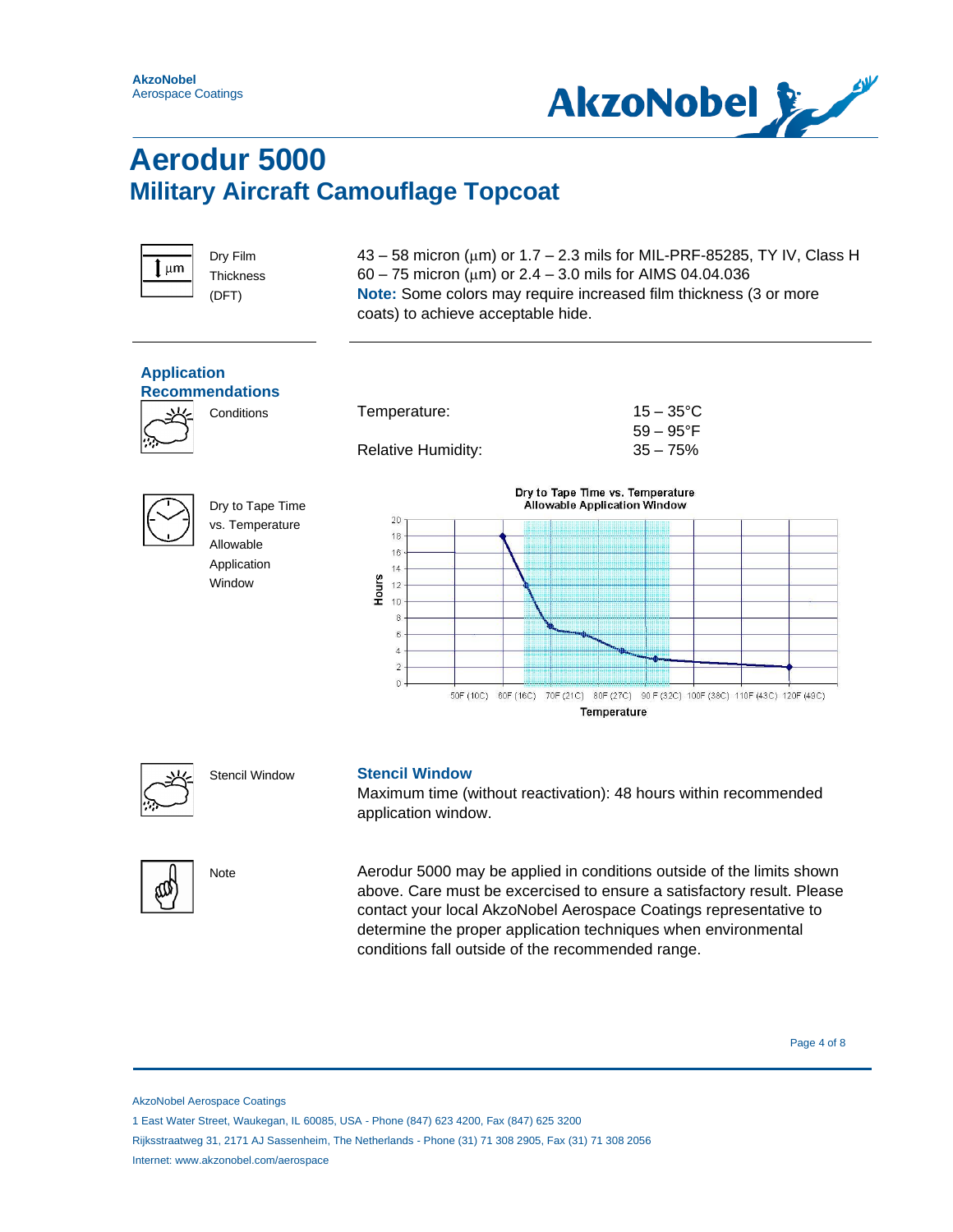# Aerodur 5000

## Military Aircraft Camouflage Topcoat

| | |
|---|---|
| Dry Film Thickness (DFT) | 43 – 58 micron (µm) or 1.7 – 2.3 mils for MIL-PRF-85285, TY IV, Class H<br>60 – 75 micron (µm) or 2.4 – 3.0 mils for AIMS 04.04.036<br>**Note:** Some colors may require increased film thickness (3 or more coats) to achieve acceptable hide. |

### Application Recommendations

**Conditions**

| | |
|---|---|
| Temperature: | 15 – 35°C<br>59 – 95°F |
| Relative Humidity: | 35 – 75% |

**Dry to Tape Time vs. Temperature Allowable Application Window**

Dry to Tape Time vs. Temperature
Allowable Application Window

Hours (y-axis: 0–20); Temperature (x-axis): 50F (10C), 60F (16C), 70F (21C), 80F (27C), 90 F (32C), 100F (38C), 110F (43C), 120F (49C)

**Stencil Window**

### Stencil Window

Maximum time (without reactivation): 48 hours within recommended application window.

**Note**

Aerodur 5000 may be applied in conditions outside of the limits shown above. Care must be excercised to ensure a satisfactory result. Please contact your local AkzoNobel Aerospace Coatings representative to determine the proper application techniques when environmental conditions fall outside of the recommended range.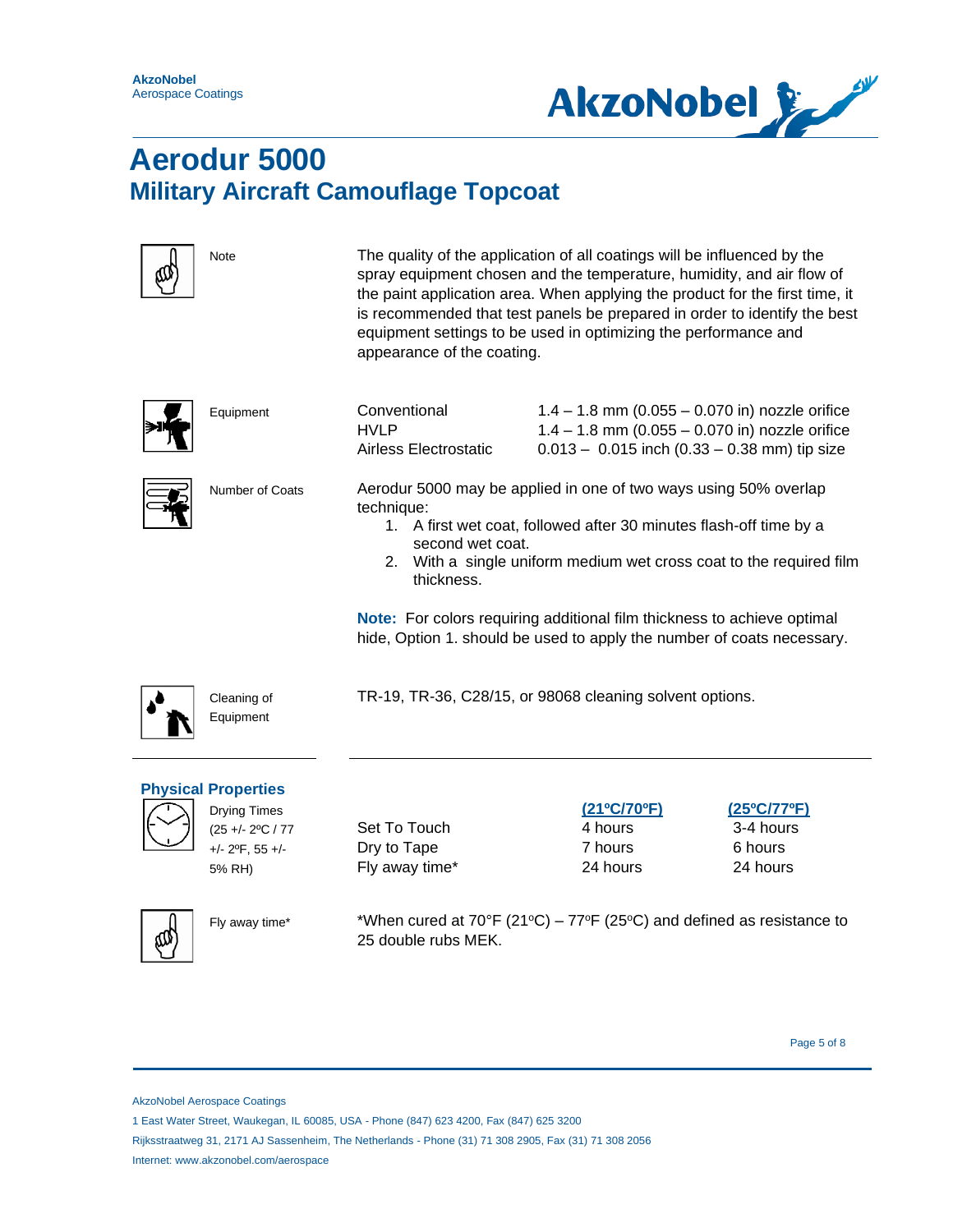# Aerodur 5000

## Military Aircraft Camouflage Topcoat

**Note**

The quality of the application of all coatings will be influenced by the spray equipment chosen and the temperature, humidity, and air flow of the paint application area. When applying the product for the first time, it is recommended that test panels be prepared in order to identify the best equipment settings to be used in optimizing the performance and appearance of the coating.

**Equipment**

| | |
|---|---|
| Conventional | 1.4 – 1.8 mm (0.055 – 0.070 in) nozzle orifice |
| HVLP | 1.4 – 1.8 mm (0.055 – 0.070 in) nozzle orifice |
| Airless Electrostatic | 0.013 – 0.015 inch (0.33 – 0.38 mm) tip size |

**Number of Coats**

Aerodur 5000 may be applied in one of two ways using 50% overlap technique:

1. A first wet coat, followed after 30 minutes flash-off time by a second wet coat.
2. With a single uniform medium wet cross coat to the required film thickness.

**Note:** For colors requiring additional film thickness to achieve optimal hide, Option 1. should be used to apply the number of coats necessary.

**Cleaning of Equipment**

TR-19, TR-36, C28/15, or 98068 cleaning solvent options.

## Physical Properties

**Drying Times** (25 +/- 2ºC / 77 +/- 2ºF, 55 +/- 5% RH)

| | (21ºC/70ºF) | (25ºC/77ºF) |
|---|---|---|
| Set To Touch | 4 hours | 3-4 hours |
| Dry to Tape | 7 hours | 6 hours |
| Fly away time* | 24 hours | 24 hours |

**Fly away time***

*When cured at 70°F (21ºC) – 77ºF (25ºC) and defined as resistance to 25 double rubs MEK.

AkzoNobel Aerospace Coatings
1 East Water Street, Waukegan, IL 60085, USA - Phone (847) 623 4200, Fax (847) 625 3200
Rijksstraatweg 31, 2171 AJ Sassenheim, The Netherlands - Phone (31) 71 308 2905, Fax (31) 71 308 2056
Internet: www.akzonobel.com/aerospace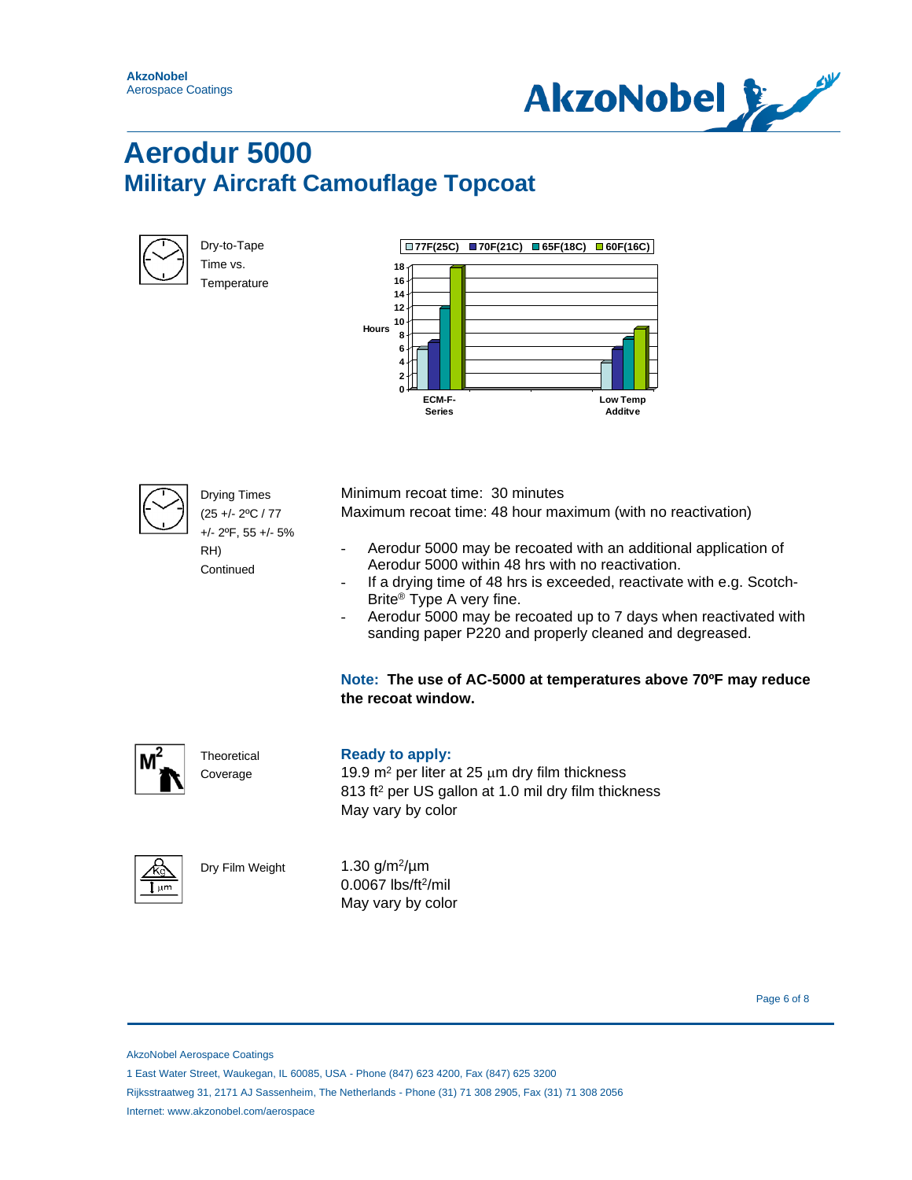# Aerodur 5000

## Military Aircraft Camouflage Topcoat

Dry-to-Tape Time vs. Temperature

Hours

| | 77F(25C) | 70F(21C) | 65F(18C) | 60F(16C) |
|---|---|---|---|---|
| ECM-F-Series | 6 | 7 | 12 | 18 |
| Low Temp Additve | 4 | 6 | 7.5 | 9 |

Drying Times (25 +/- 2ºC / 77 +/- 2ºF, 55 +/- 5% RH) Continued

Minimum recoat time: 30 minutes
Maximum recoat time: 48 hour maximum (with no reactivation)

- Aerodur 5000 may be recoated with an additional application of Aerodur 5000 within 48 hrs with no reactivation.
- If a drying time of 48 hrs is exceeded, reactivate with e.g. Scotch-Brite® Type A very fine.
- Aerodur 5000 may be recoated up to 7 days when reactivated with sanding paper P220 and properly cleaned and degreased.

**Note: The use of AC-5000 at temperatures above 70ºF may reduce the recoat window.**

Theoretical Coverage

**Ready to apply:**
19.9 $m^2$ per liter at 25 µm dry film thickness
813 $ft^2$ per US gallon at 1.0 mil dry film thickness
May vary by color

Dry Film Weight

1.30 $g/m^2/\mu m$
0.0067 $lbs/ft^2/mil$
May vary by color

AkzoNobel Aerospace Coatings
1 East Water Street, Waukegan, IL 60085, USA - Phone (847) 623 4200, Fax (847) 625 3200
Rijksstraatweg 31, 2171 AJ Sassenheim, The Netherlands - Phone (31) 71 308 2905, Fax (31) 71 308 2056
Internet: www.akzonobel.com/aerospace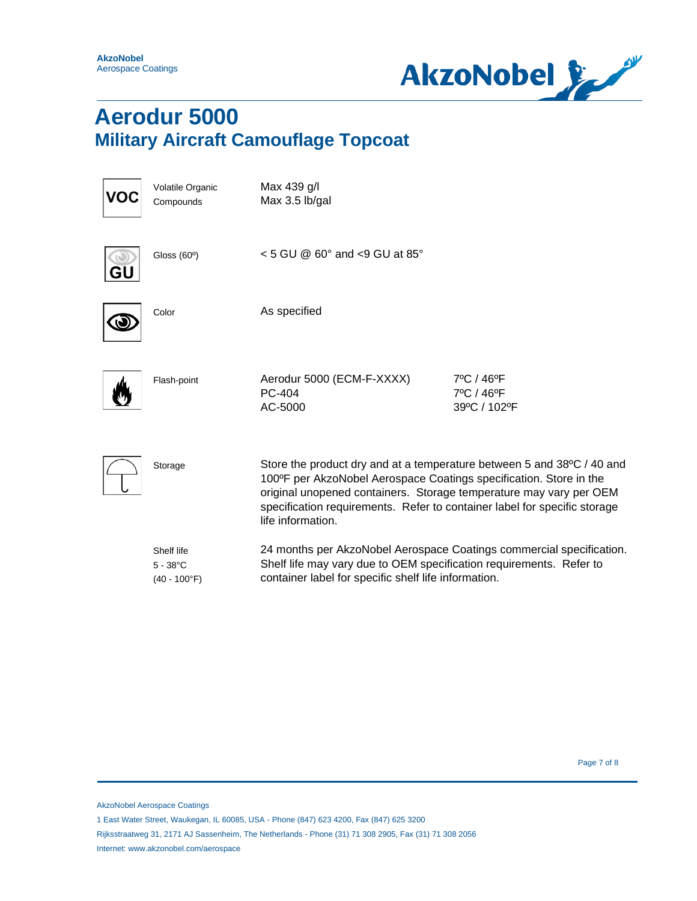# Aerodur 5000

## Military Aircraft Camouflage Topcoat

| | | | |
|---|---|---|---|
| VOC | Volatile Organic Compounds | Max 439 g/l<br>Max 3.5 lb/gal | |
| GU | Gloss (60º) | < 5 GU @ 60° and <9 GU at 85° | |
| | Color | As specified | |
| | Flash-point | Aerodur 5000 (ECM-F-XXXX)<br>PC-404<br>AC-5000 | 7ºC / 46ºF<br>7ºC / 46ºF<br>39ºC / 102ºF |
| | Storage | Store the product dry and at a temperature between 5 and 38ºC / 40 and 100ºF per AkzoNobel Aerospace Coatings specification. Store in the original unopened containers. Storage temperature may vary per OEM specification requirements. Refer to container label for specific storage life information. | |
| | Shelf life<br>5 - 38°C<br>(40 - 100°F) | 24 months per AkzoNobel Aerospace Coatings commercial specification. Shelf life may vary due to OEM specification requirements. Refer to container label for specific shelf life information. | |

AkzoNobel Aerospace Coatings
1 East Water Street, Waukegan, IL 60085, USA - Phone (847) 623 4200, Fax (847) 625 3200
Rijksstraatweg 31, 2171 AJ Sassenheim, The Netherlands - Phone (31) 71 308 2905, Fax (31) 71 308 2056
Internet: www.akzonobel.com/aerospace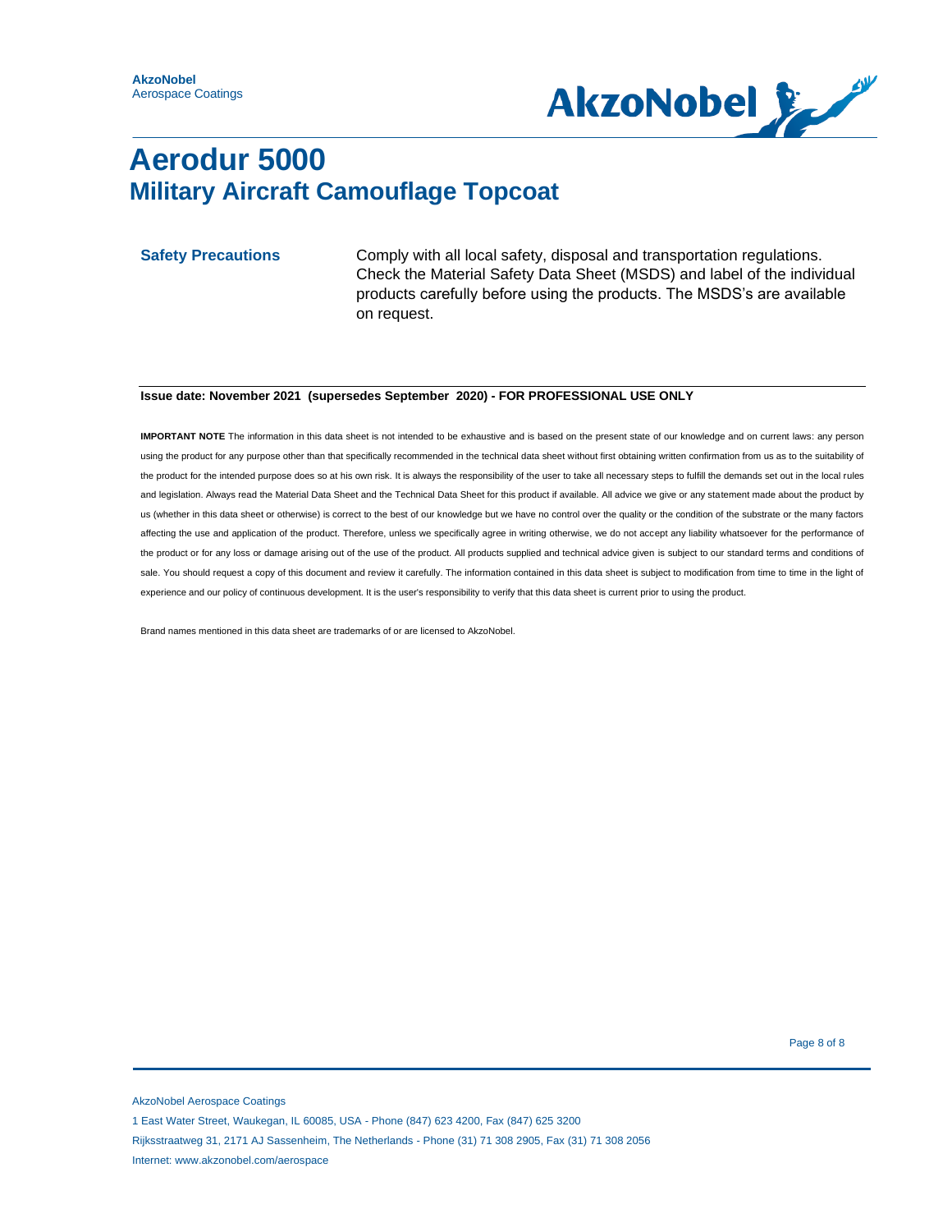# Aerodur 5000

## Military Aircraft Camouflage Topcoat

| | |
|---|---|
| **Safety Precautions** | Comply with all local safety, disposal and transportation regulations. Check the Material Safety Data Sheet (MSDS) and label of the individual products carefully before using the products. The MSDS's are available on request. |

**Issue date: November 2021 (supersedes September 2020) - FOR PROFESSIONAL USE ONLY**

**IMPORTANT NOTE** The information in this data sheet is not intended to be exhaustive and is based on the present state of our knowledge and on current laws: any person using the product for any purpose other than that specifically recommended in the technical data sheet without first obtaining written confirmation from us as to the suitability of the product for the intended purpose does so at his own risk. It is always the responsibility of the user to take all necessary steps to fulfill the demands set out in the local rules and legislation. Always read the Material Data Sheet and the Technical Data Sheet for this product if available. All advice we give or any statement made about the product by us (whether in this data sheet or otherwise) is correct to the best of our knowledge but we have no control over the quality or the condition of the substrate or the many factors affecting the use and application of the product. Therefore, unless we specifically agree in writing otherwise, we do not accept any liability whatsoever for the performance of the product or for any loss or damage arising out of the use of the product. All products supplied and technical advice given is subject to our standard terms and conditions of sale. You should request a copy of this document and review it carefully. The information contained in this data sheet is subject to modification from time to time in the light of experience and our policy of continuous development. It is the user's responsibility to verify that this data sheet is current prior to using the product.

Brand names mentioned in this data sheet are trademarks of or are licensed to AkzoNobel.